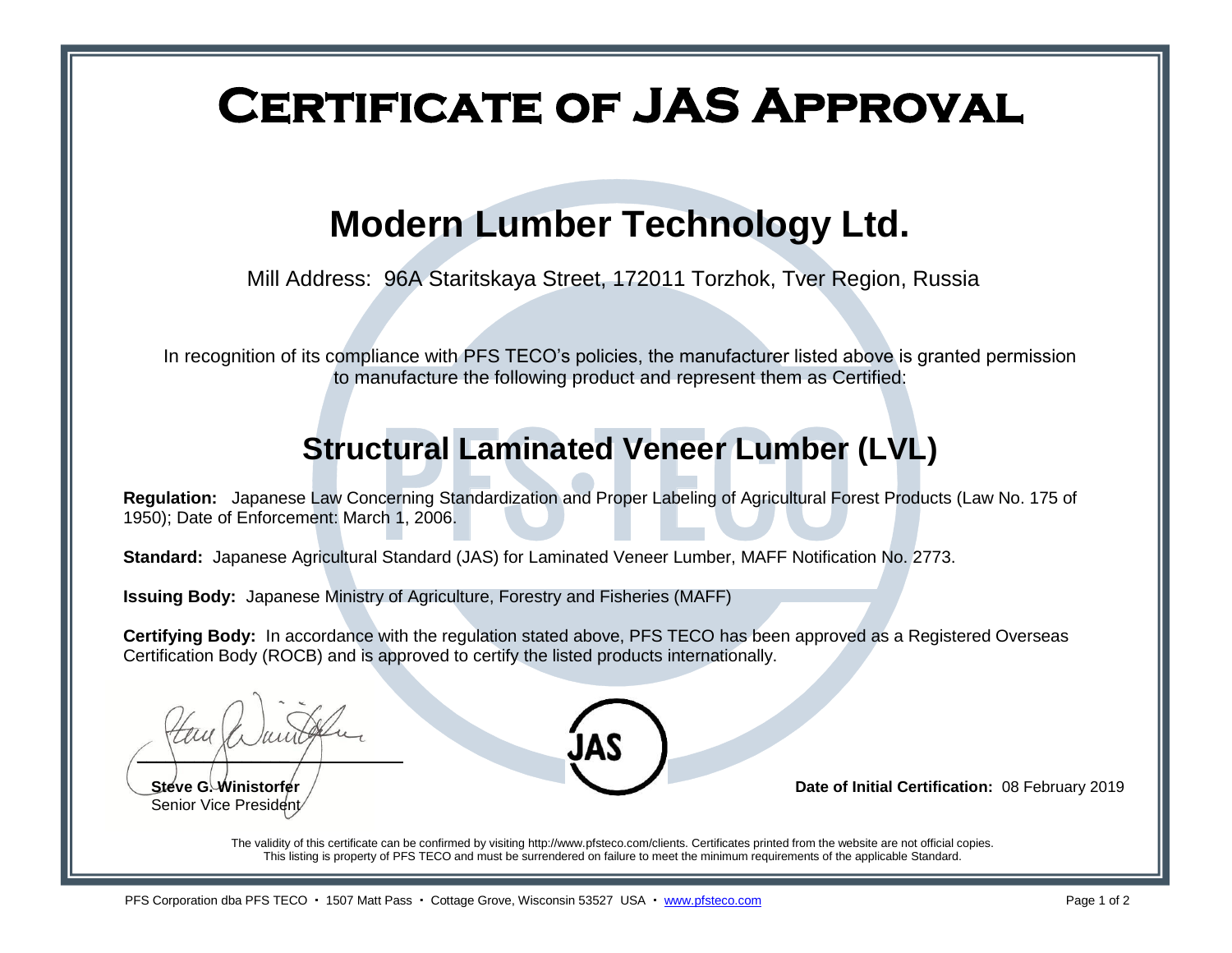# Certificate of JAS Approval

## Modern Lumber Technology Ltd.

Mill Address: 96A Staritskaya Street, 172011 Torzhok, Tver Region, Russia

In recognition of its compliance with PFS TECO's policies, the manufacturer listed above is granted permission to manufacture the following product and represent them as Certified:

## Structural Laminated Veneer Lumber (LVL)

**Regulation:** Japanese Law Concerning Standardization and Proper Labeling of Agricultural Forest Products (Law No. 175 of 1950); Date of Enforcement: March 1, 2006.

**Standard:** Japanese Agricultural Standard (JAS) for Laminated Veneer Lumber, MAFF Notification No. 2773.

**Issuing Body:** Japanese Ministry of Agriculture, Forestry and Fisheries (MAFF)

**Certifying Body:** In accordance with the regulation stated above, PFS TECO has been approved as a Registered Overseas Certification Body (ROCB) and is approved to certify the listed products internationally.

**Steve G. Winistorfer**
Senior Vice President

JAS

**Date of Initial Certification:** 08 February 2019

The validity of this certificate can be confirmed by visiting http://www.pfsteco.com/clients. Certificates printed from the website are not official copies. This listing is property of PFS TECO and must be surrendered on failure to meet the minimum requirements of the applicable Standard.

PFS Corporation dba PFS TECO · 1507 Matt Pass · Cottage Grove, Wisconsin 53527 USA · www.pfsteco.com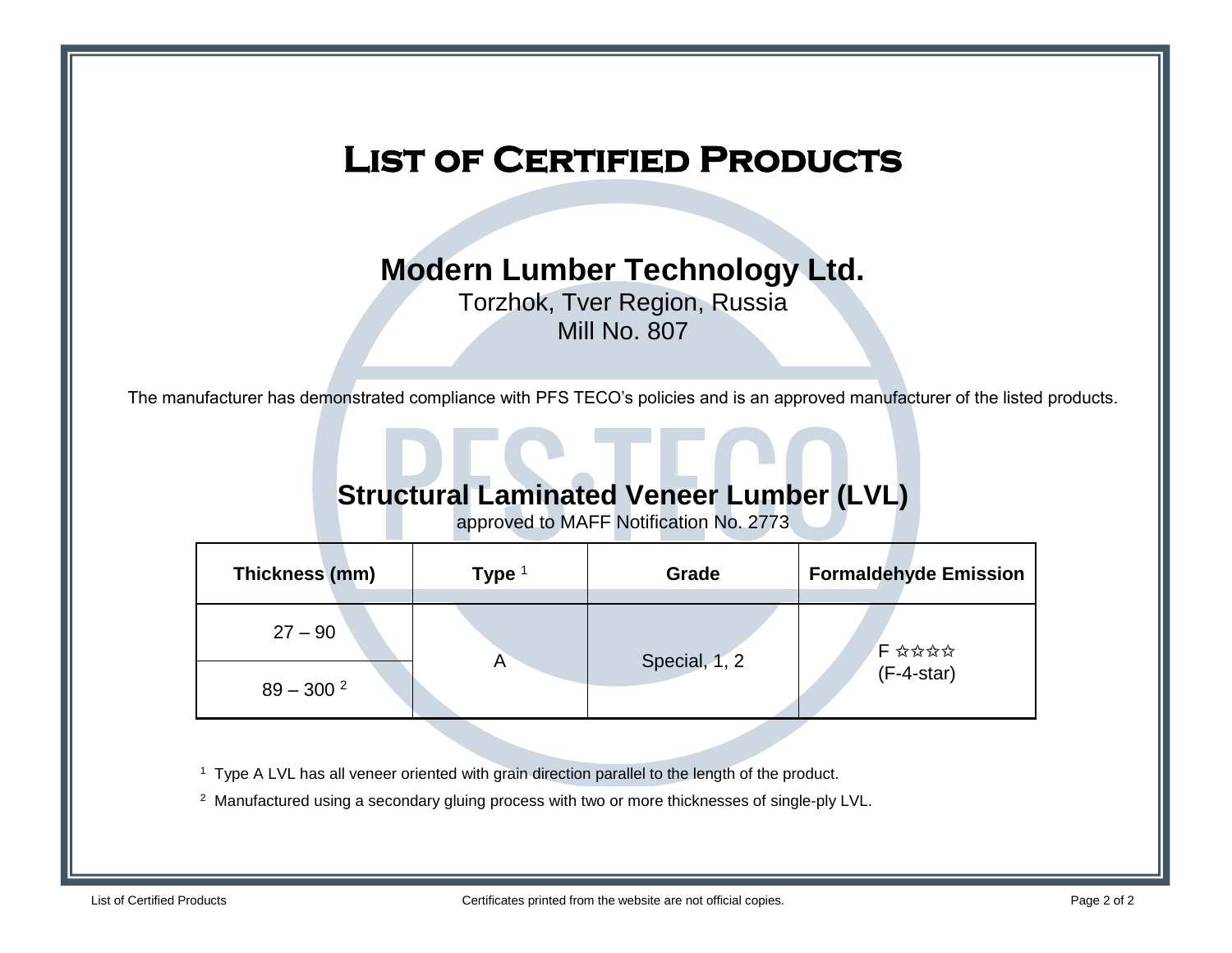# List of Certified Products

## Modern Lumber Technology Ltd.

Torzhok, Tver Region, Russia
Mill No. 807

The manufacturer has demonstrated compliance with PFS TECO's policies and is an approved manufacturer of the listed products.

## Structural Laminated Veneer Lumber (LVL)

approved to MAFF Notification No. 2773

| Thickness (mm) | Type [1] | Grade | Formaldehyde Emission |
|---|---|---|---|
| 27 – 90 | A | Special, 1, 2 | F ☆☆☆☆ (F-4-star) |
| 89 – 300 [2] | | | |

[1] Type A LVL has all veneer oriented with grain direction parallel to the length of the product.

[2] Manufactured using a secondary gluing process with two or more thicknesses of single-ply LVL.

Certificates printed from the website are not official copies.